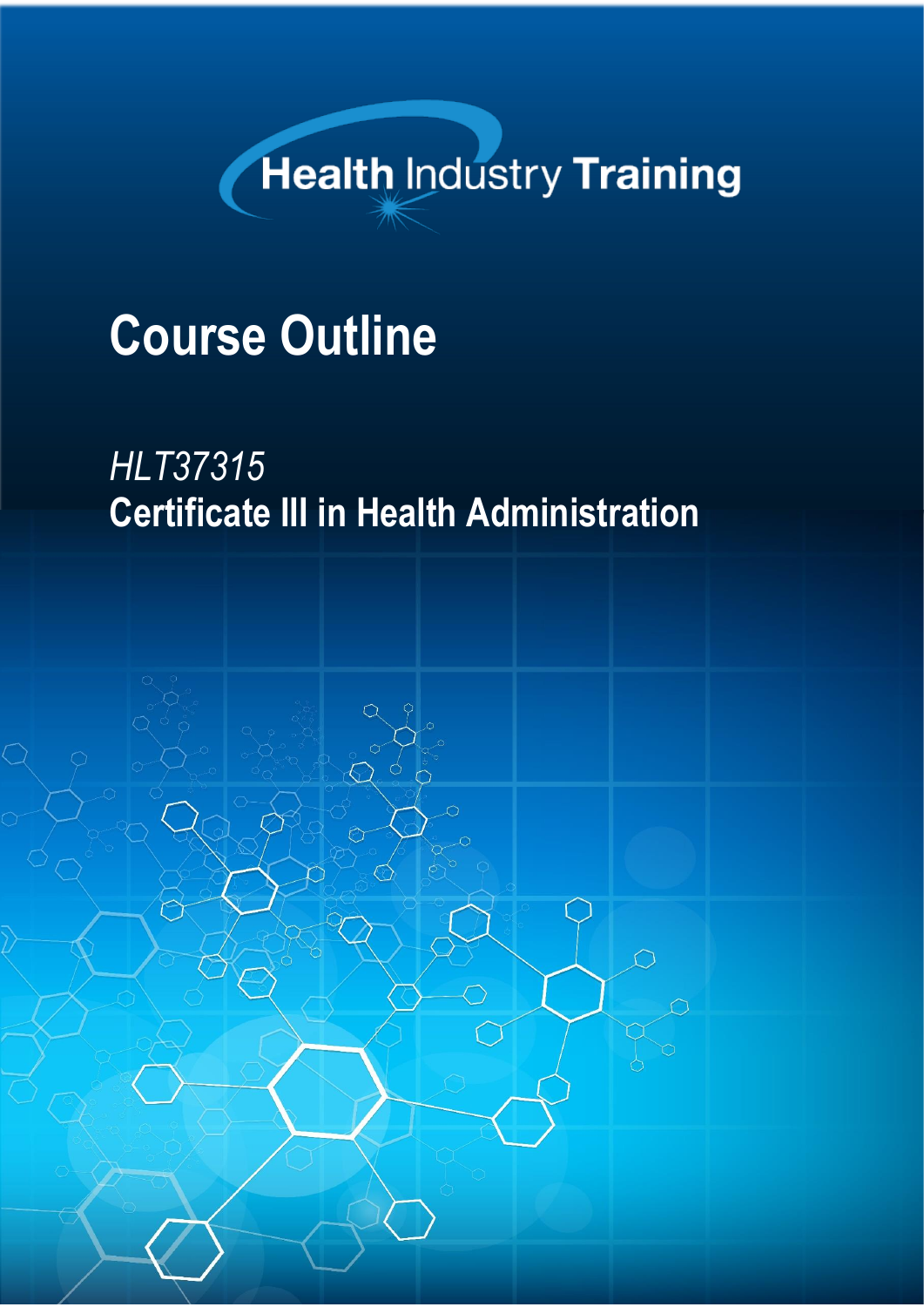Health Industry Training

# Course Outline

*HLT37315*

## Certificate III in Health Administration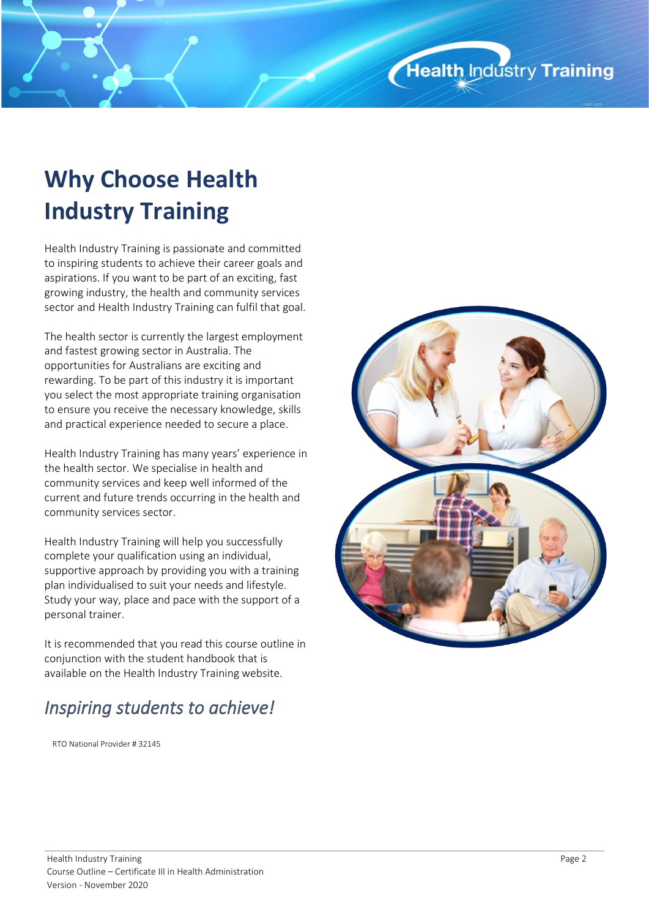# Why Choose Health Industry Training

Health Industry Training is passionate and committed to inspiring students to achieve their career goals and aspirations. If you want to be part of an exciting, fast growing industry, the health and community services sector and Health Industry Training can fulfil that goal.

The health sector is currently the largest employment and fastest growing sector in Australia. The opportunities for Australians are exciting and rewarding. To be part of this industry it is important you select the most appropriate training organisation to ensure you receive the necessary knowledge, skills and practical experience needed to secure a place.

Health Industry Training has many years' experience in the health sector. We specialise in health and community services and keep well informed of the current and future trends occurring in the health and community services sector.

Health Industry Training will help you successfully complete your qualification using an individual, supportive approach by providing you with a training plan individualised to suit your needs and lifestyle. Study your way, place and pace with the support of a personal trainer.

It is recommended that you read this course outline in conjunction with the student handbook that is available on the Health Industry Training website.

## *Inspiring students to achieve!*

RTO National Provider # 32145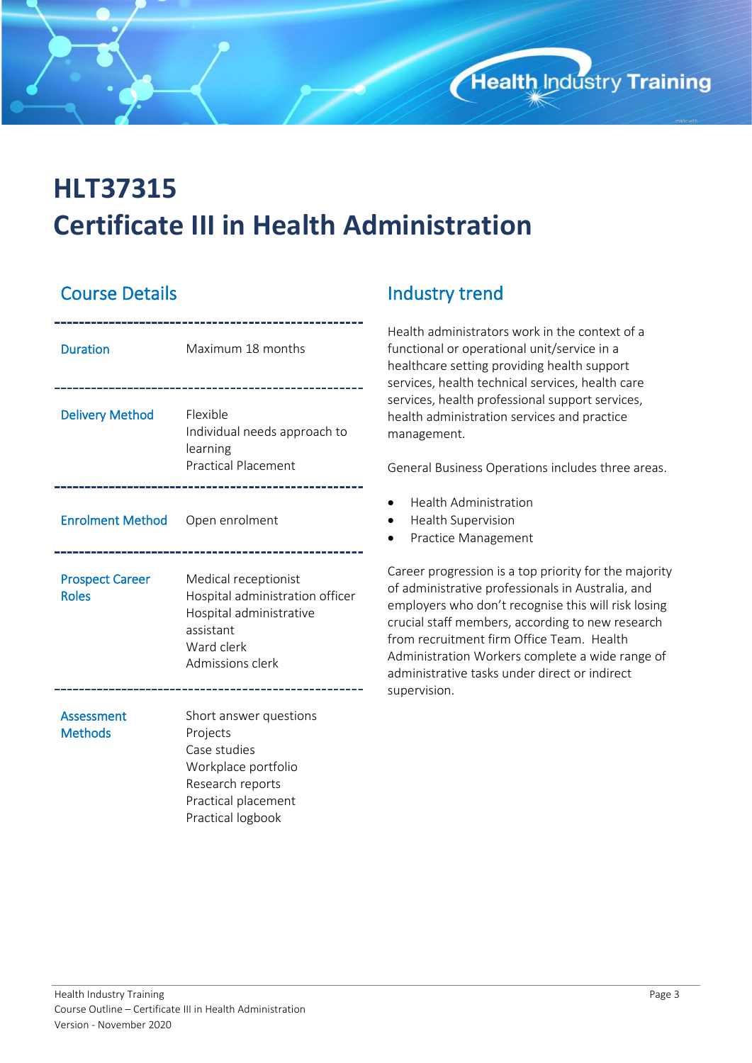# HLT37315
# Certificate III in Health Administration

## Course Details

| | |
|---|---|
| **Duration** | Maximum 18 months |
| **Delivery Method** | Flexible<br>Individual needs approach to learning<br>Practical Placement |
| **Enrolment Method** | Open enrolment |
| **Prospect Career Roles** | Medical receptionist<br>Hospital administration officer<br>Hospital administrative assistant<br>Ward clerk<br>Admissions clerk |
| **Assessment Methods** | Short answer questions<br>Projects<br>Case studies<br>Workplace portfolio<br>Research reports<br>Practical placement<br>Practical logbook |

## Industry trend

Health administrators work in the context of a functional or operational unit/service in a healthcare setting providing health support services, health technical services, health care services, health professional support services, health administration services and practice management.

General Business Operations includes three areas.

- Health Administration
- Health Supervision
- Practice Management

Career progression is a top priority for the majority of administrative professionals in Australia, and employers who don't recognise this will risk losing crucial staff members, according to new research from recruitment firm Office Team. Health Administration Workers complete a wide range of administrative tasks under direct or indirect supervision.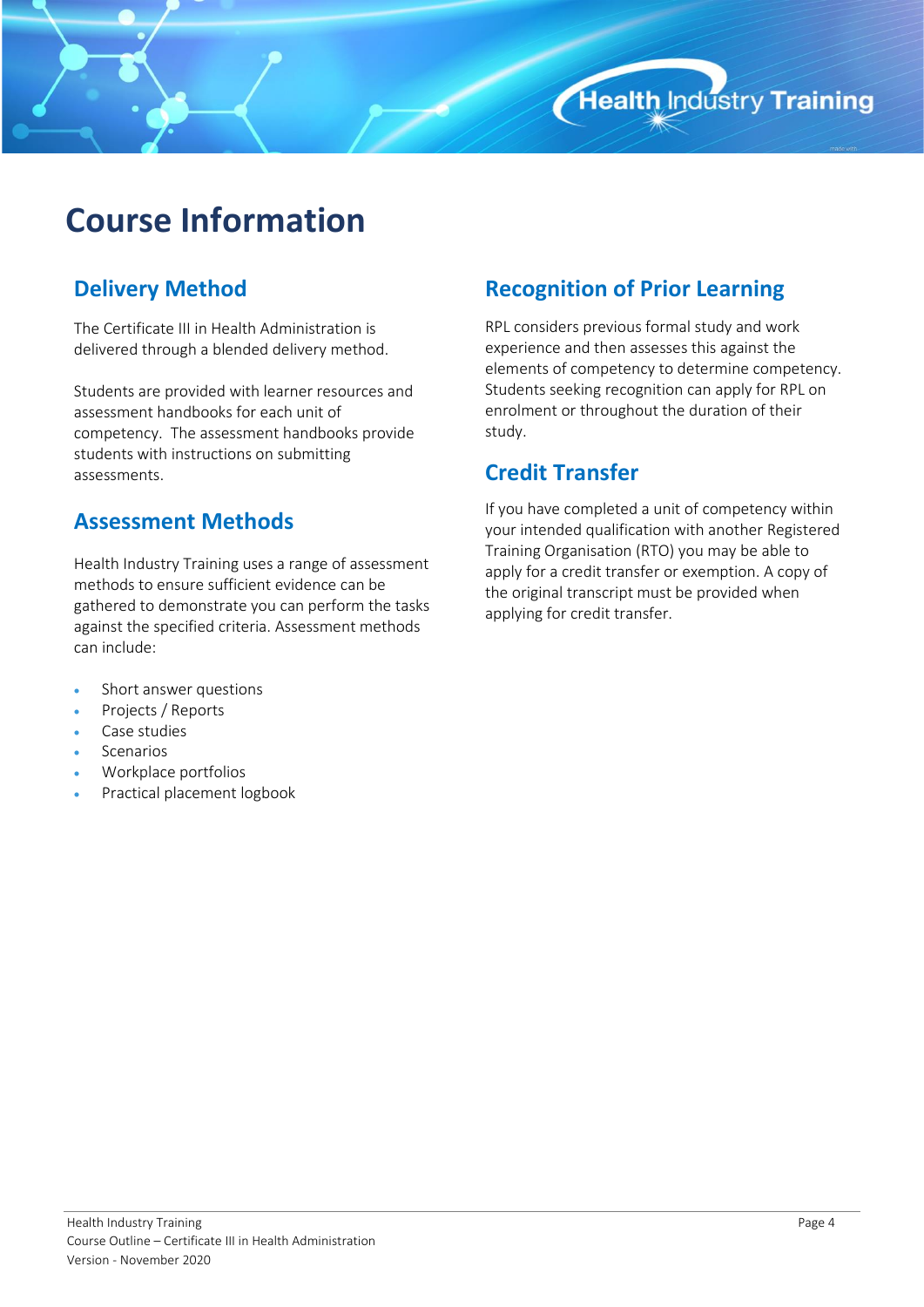# Course Information

## Delivery Method

The Certificate III in Health Administration is delivered through a blended delivery method.

Students are provided with learner resources and assessment handbooks for each unit of competency. The assessment handbooks provide students with instructions on submitting assessments.

## Assessment Methods

Health Industry Training uses a range of assessment methods to ensure sufficient evidence can be gathered to demonstrate you can perform the tasks against the specified criteria. Assessment methods can include:

- Short answer questions
- Projects / Reports
- Case studies
- Scenarios
- Workplace portfolios
- Practical placement logbook

## Recognition of Prior Learning

RPL considers previous formal study and work experience and then assesses this against the elements of competency to determine competency. Students seeking recognition can apply for RPL on enrolment or throughout the duration of their study.

## Credit Transfer

If you have completed a unit of competency within your intended qualification with another Registered Training Organisation (RTO) you may be able to apply for a credit transfer or exemption. A copy of the original transcript must be provided when applying for credit transfer.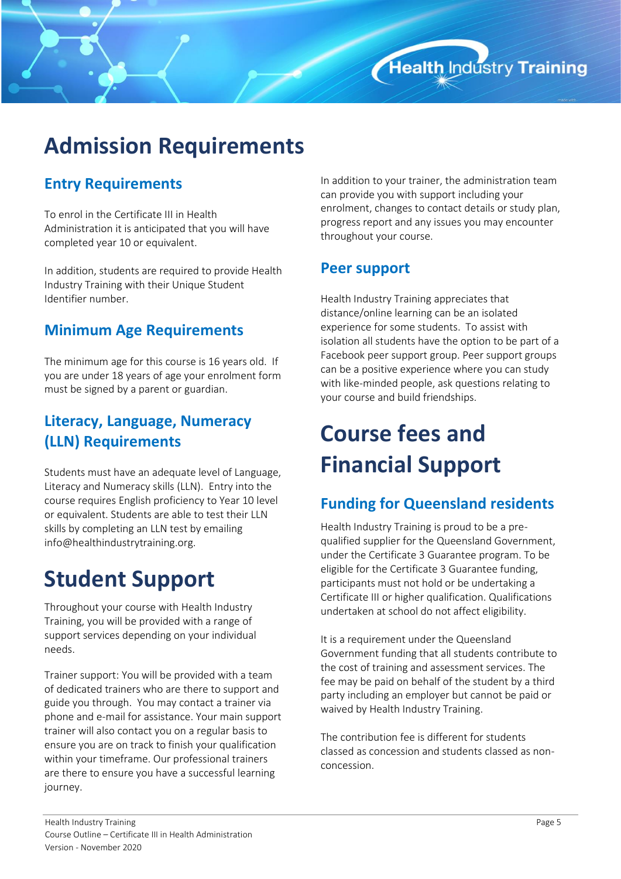# Admission Requirements

## Entry Requirements

To enrol in the Certificate III in Health Administration it is anticipated that you will have completed year 10 or equivalent.

In addition, students are required to provide Health Industry Training with their Unique Student Identifier number.

## Minimum Age Requirements

The minimum age for this course is 16 years old. If you are under 18 years of age your enrolment form must be signed by a parent or guardian.

## Literacy, Language, Numeracy (LLN) Requirements

Students must have an adequate level of Language, Literacy and Numeracy skills (LLN). Entry into the course requires English proficiency to Year 10 level or equivalent. Students are able to test their LLN skills by completing an LLN test by emailing info@healthindustrytraining.org.

# Student Support

Throughout your course with Health Industry Training, you will be provided with a range of support services depending on your individual needs.

Trainer support: You will be provided with a team of dedicated trainers who are there to support and guide you through. You may contact a trainer via phone and e-mail for assistance. Your main support trainer will also contact you on a regular basis to ensure you are on track to finish your qualification within your timeframe. Our professional trainers are there to ensure you have a successful learning journey.

In addition to your trainer, the administration team can provide you with support including your enrolment, changes to contact details or study plan, progress report and any issues you may encounter throughout your course.

## Peer support

Health Industry Training appreciates that distance/online learning can be an isolated experience for some students. To assist with isolation all students have the option to be part of a Facebook peer support group. Peer support groups can be a positive experience where you can study with like-minded people, ask questions relating to your course and build friendships.

# Course fees and Financial Support

## Funding for Queensland residents

Health Industry Training is proud to be a pre-qualified supplier for the Queensland Government, under the Certificate 3 Guarantee program. To be eligible for the Certificate 3 Guarantee funding, participants must not hold or be undertaking a Certificate III or higher qualification. Qualifications undertaken at school do not affect eligibility.

It is a requirement under the Queensland Government funding that all students contribute to the cost of training and assessment services. The fee may be paid on behalf of the student by a third party including an employer but cannot be paid or waived by Health Industry Training.

The contribution fee is different for students classed as concession and students classed as non-concession.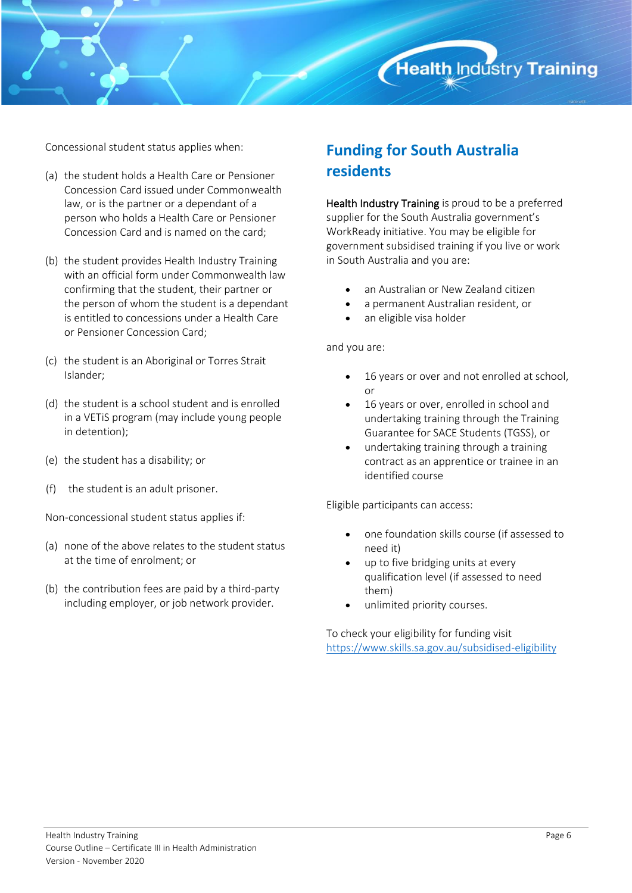Concessional student status applies when:

(a) the student holds a Health Care or Pensioner Concession Card issued under Commonwealth law, or is the partner or a dependant of a person who holds a Health Care or Pensioner Concession Card and is named on the card;

(b) the student provides Health Industry Training with an official form under Commonwealth law confirming that the student, their partner or the person of whom the student is a dependant is entitled to concessions under a Health Care or Pensioner Concession Card;

(c) the student is an Aboriginal or Torres Strait Islander;

(d) the student is a school student and is enrolled in a VETiS program (may include young people in detention);

(e) the student has a disability; or

(f) the student is an adult prisoner.

Non-concessional student status applies if:

(a) none of the above relates to the student status at the time of enrolment; or

(b) the contribution fees are paid by a third-party including employer, or job network provider.

## Funding for South Australia residents

Health Industry Training is proud to be a preferred supplier for the South Australia government's WorkReady initiative. You may be eligible for government subsidised training if you live or work in South Australia and you are:

- an Australian or New Zealand citizen
- a permanent Australian resident, or
- an eligible visa holder

and you are:

- 16 years or over and not enrolled at school, or
- 16 years or over, enrolled in school and undertaking training through the Training Guarantee for SACE Students (TGSS), or
- undertaking training through a training contract as an apprentice or trainee in an identified course

Eligible participants can access:

- one foundation skills course (if assessed to need it)
- up to five bridging units at every qualification level (if assessed to need them)
- unlimited priority courses.

To check your eligibility for funding visit https://www.skills.sa.gov.au/subsidised-eligibility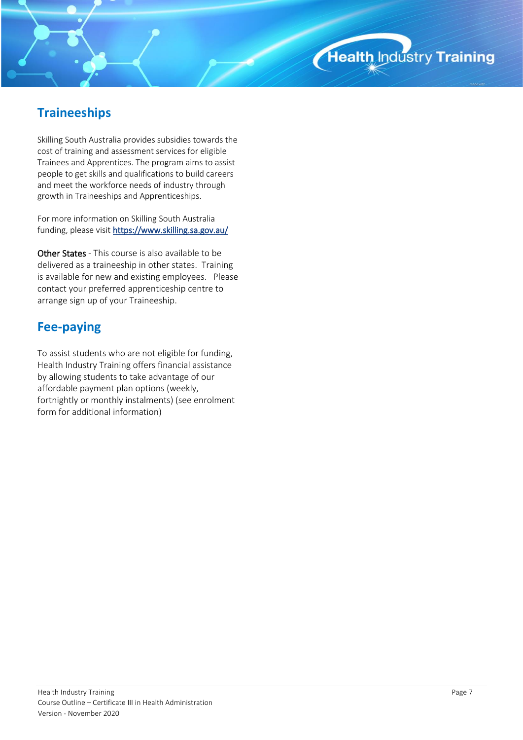## Traineeships

Skilling South Australia provides subsidies towards the cost of training and assessment services for eligible Trainees and Apprentices. The program aims to assist people to get skills and qualifications to build careers and meet the workforce needs of industry through growth in Traineeships and Apprenticeships.

For more information on Skilling South Australia funding, please visit [https://www.skilling.sa.gov.au/](https://www.skilling.sa.gov.au/)

Other States - This course is also available to be delivered as a traineeship in other states. Training is available for new and existing employees. Please contact your preferred apprenticeship centre to arrange sign up of your Traineeship.

## Fee-paying

To assist students who are not eligible for funding, Health Industry Training offers financial assistance by allowing students to take advantage of our affordable payment plan options (weekly, fortnightly or monthly instalments) (see enrolment form for additional information)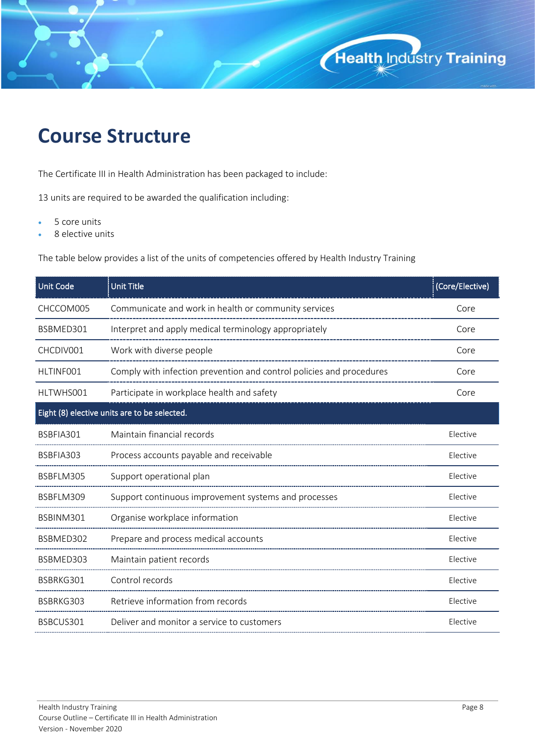# Course Structure

The Certificate III in Health Administration has been packaged to include:

13 units are required to be awarded the qualification including:

- 5 core units
- 8 elective units

The table below provides a list of the units of competencies offered by Health Industry Training

| Unit Code | Unit Title | (Core/Elective) |
|---|---|---|
| CHCCOM005 | Communicate and work in health or community services | Core |
| BSBMED301 | Interpret and apply medical terminology appropriately | Core |
| CHCDIV001 | Work with diverse people | Core |
| HLTINF001 | Comply with infection prevention and control policies and procedures | Core |
| HLTWHS001 | Participate in workplace health and safety | Core |
| **Eight (8) elective units are to be selected.** | | |
| BSBFIA301 | Maintain financial records | Elective |
| BSBFIA303 | Process accounts payable and receivable | Elective |
| BSBFLM305 | Support operational plan | Elective |
| BSBFLM309 | Support continuous improvement systems and processes | Elective |
| BSBINM301 | Organise workplace information | Elective |
| BSBMED302 | Prepare and process medical accounts | Elective |
| BSBMED303 | Maintain patient records | Elective |
| BSBRKG301 | Control records | Elective |
| BSBRKG303 | Retrieve information from records | Elective |
| BSBCUS301 | Deliver and monitor a service to customers | Elective |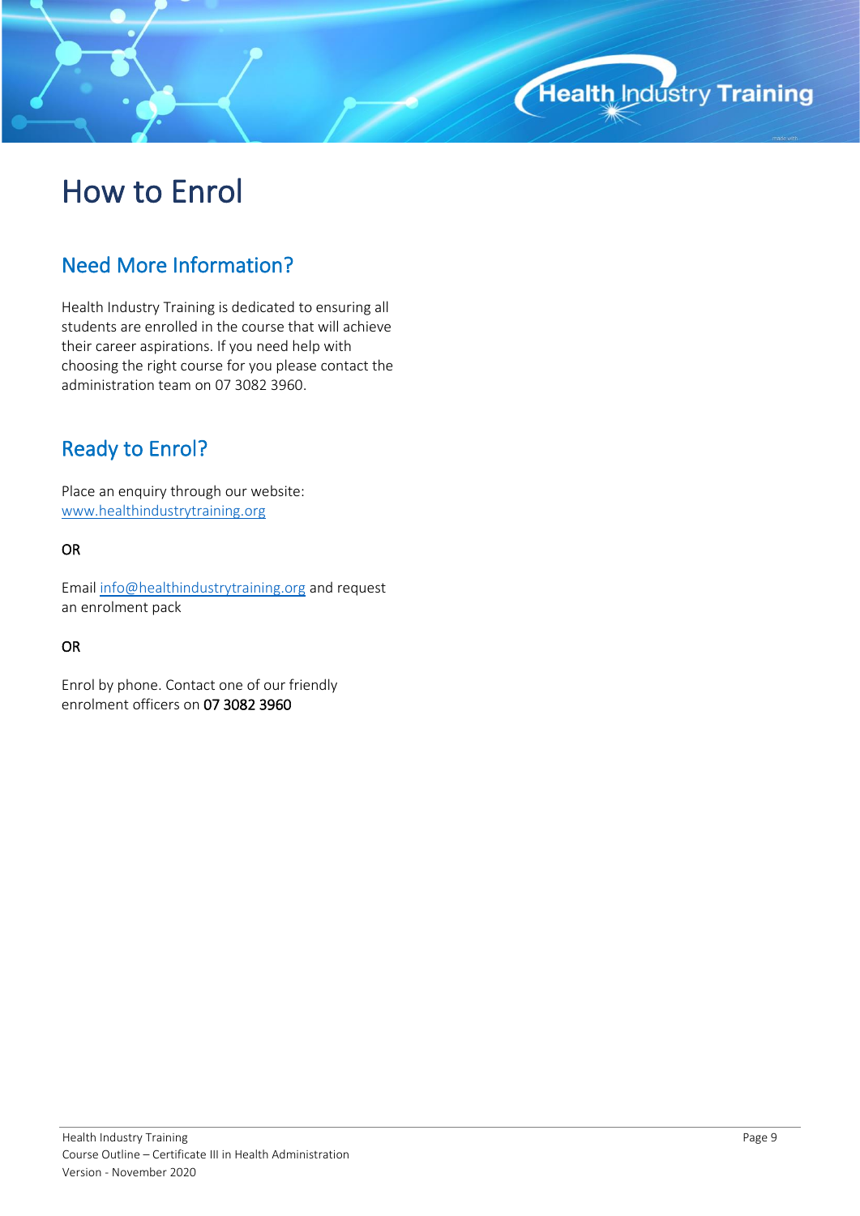# How to Enrol

## Need More Information?

Health Industry Training is dedicated to ensuring all students are enrolled in the course that will achieve their career aspirations. If you need help with choosing the right course for you please contact the administration team on 07 3082 3960.

## Ready to Enrol?

Place an enquiry through our website: www.healthindustrytraining.org

OR

Email info@healthindustrytraining.org and request an enrolment pack

OR

Enrol by phone. Contact one of our friendly enrolment officers on **07 3082 3960**